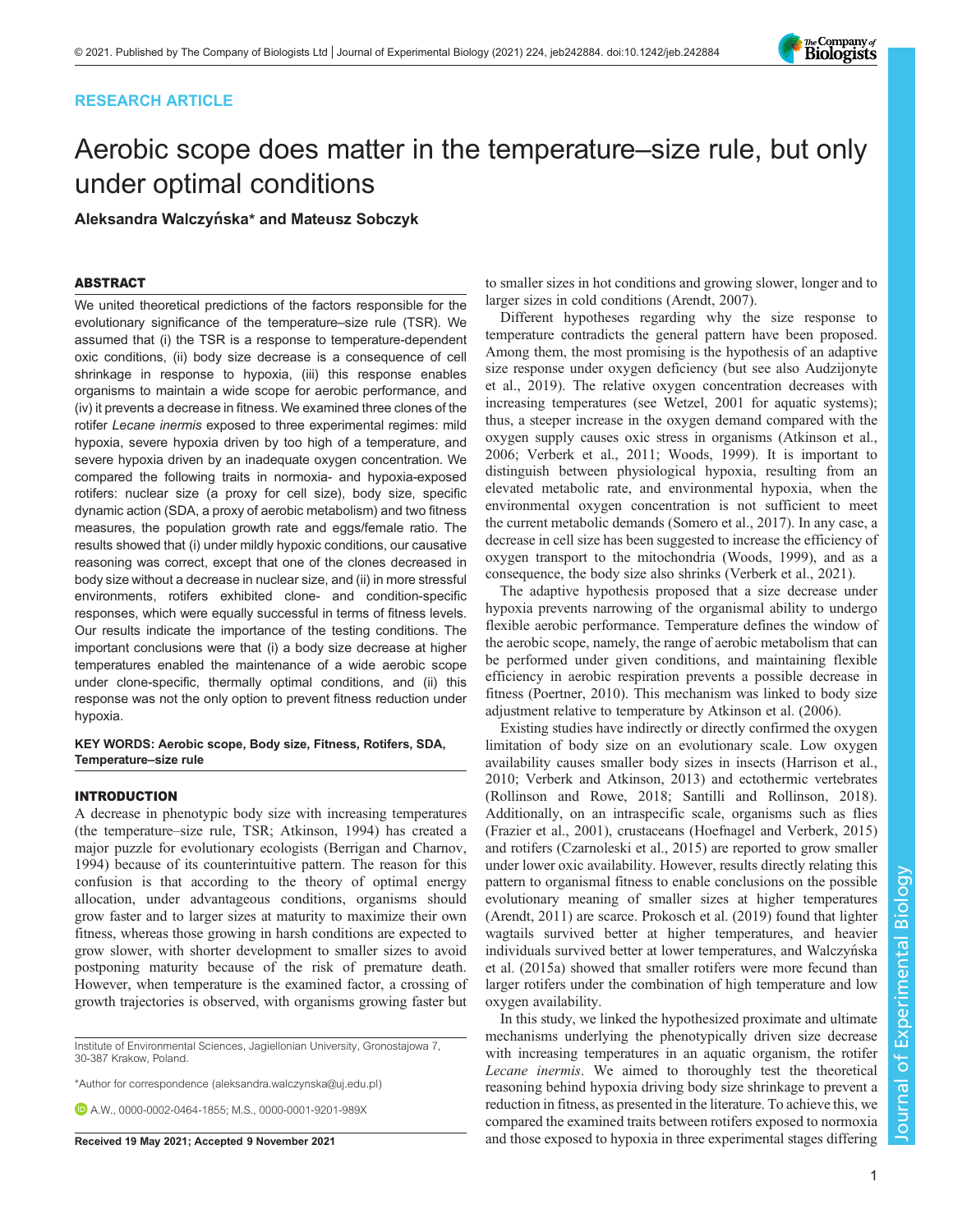RESEARCH ARTICLE

# Aerobic scope does matter in the temperature–size rule, but only under optimal conditions

**Aleksandra Walczyńska* and Mateusz Sobczyk**

## ABSTRACT

We united theoretical predictions of the factors responsible for the evolutionary significance of the temperature–size rule (TSR). We assumed that (i) the TSR is a response to temperature-dependent oxic conditions, (ii) body size decrease is a consequence of cell shrinkage in response to hypoxia, (iii) this response enables organisms to maintain a wide scope for aerobic performance, and (iv) it prevents a decrease in fitness. We examined three clones of the rotifer *Lecane inermis* exposed to three experimental regimes: mild hypoxia, severe hypoxia driven by too high of a temperature, and severe hypoxia driven by an inadequate oxygen concentration. We compared the following traits in normoxia- and hypoxia-exposed rotifers: nuclear size (a proxy for cell size), body size, specific dynamic action (SDA, a proxy of aerobic metabolism) and two fitness measures, the population growth rate and eggs/female ratio. The results showed that (i) under mildly hypoxic conditions, our causative reasoning was correct, except that one of the clones decreased in body size without a decrease in nuclear size, and (ii) in more stressful environments, rotifers exhibited clone- and condition-specific responses, which were equally successful in terms of fitness levels. Our results indicate the importance of the testing conditions. The important conclusions were that (i) a body size decrease at higher temperatures enabled the maintenance of a wide aerobic scope under clone-specific, thermally optimal conditions, and (ii) this response was not the only option to prevent fitness reduction under hypoxia.

**KEY WORDS: Aerobic scope, Body size, Fitness, Rotifers, SDA, Temperature–size rule**

## INTRODUCTION

A decrease in phenotypic body size with increasing temperatures (the temperature–size rule, TSR; Atkinson, 1994) has created a major puzzle for evolutionary ecologists (Berrigan and Charnov, 1994) because of its counterintuitive pattern. The reason for this confusion is that according to the theory of optimal energy allocation, under advantageous conditions, organisms should grow faster and to larger sizes at maturity to maximize their own fitness, whereas those growing in harsh conditions are expected to grow slower, with shorter development to smaller sizes to avoid postponing maturity because of the risk of premature death. However, when temperature is the examined factor, a crossing of growth trajectories is observed, with organisms growing faster but to smaller sizes in hot conditions and growing slower, longer and to larger sizes in cold conditions (Arendt, 2007).

Different hypotheses regarding why the size response to temperature contradicts the general pattern have been proposed. Among them, the most promising is the hypothesis of an adaptive size response under oxygen deficiency (but see also Audzijonyte et al., 2019). The relative oxygen concentration decreases with increasing temperatures (see Wetzel, 2001 for aquatic systems); thus, a steeper increase in the oxygen demand compared with the oxygen supply causes oxic stress in organisms (Atkinson et al., 2006; Verberk et al., 2011; Woods, 1999). It is important to distinguish between physiological hypoxia, resulting from an elevated metabolic rate, and environmental hypoxia, when the environmental oxygen concentration is not sufficient to meet the current metabolic demands (Somero et al., 2017). In any case, a decrease in cell size has been suggested to increase the efficiency of oxygen transport to the mitochondria (Woods, 1999), and as a consequence, the body size also shrinks (Verberk et al., 2021).

The adaptive hypothesis proposed that a size decrease under hypoxia prevents narrowing of the organismal ability to undergo flexible aerobic performance. Temperature defines the window of the aerobic scope, namely, the range of aerobic metabolism that can be performed under given conditions, and maintaining flexible efficiency in aerobic respiration prevents a possible decrease in fitness (Poertner, 2010). This mechanism was linked to body size adjustment relative to temperature by Atkinson et al. (2006).

Existing studies have indirectly or directly confirmed the oxygen limitation of body size on an evolutionary scale. Low oxygen availability causes smaller body sizes in insects (Harrison et al., 2010; Verberk and Atkinson, 2013) and ectothermic vertebrates (Rollinson and Rowe, 2018; Santilli and Rollinson, 2018). Additionally, on an intraspecific scale, organisms such as flies (Frazier et al., 2001), crustaceans (Hoefnagel and Verberk, 2015) and rotifers (Czarnoleski et al., 2015) are reported to grow smaller under lower oxic availability. However, results directly relating this pattern to organismal fitness to enable conclusions on the possible evolutionary meaning of smaller sizes at higher temperatures (Arendt, 2011) are scarce. Prokosch et al. (2019) found that lighter wagtails survived better at higher temperatures, and heavier individuals survived better at lower temperatures, and Walczyńska et al. (2015a) showed that smaller rotifers were more fecund than larger rotifers under the combination of high temperature and low oxygen availability.

In this study, we linked the hypothesized proximate and ultimate mechanisms underlying the phenotypically driven size decrease with increasing temperatures in an aquatic organism, the rotifer *Lecane inermis*. We aimed to thoroughly test the theoretical reasoning behind hypoxia driving body size shrinkage to prevent a reduction in fitness, as presented in the literature. To achieve this, we compared the examined traits between rotifers exposed to normoxia and those exposed to hypoxia in three experimental stages differing

Institute of Environmental Sciences, Jagiellonian University, Gronostajowa 7, 30-387 Krakow, Poland.

*Author for correspondence (aleksandra.walczynska@uj.edu.pl)

A.W., 0000-0002-0464-1855; M.S., 0000-0001-9201-989X

**Received 19 May 2021; Accepted 9 November 2021**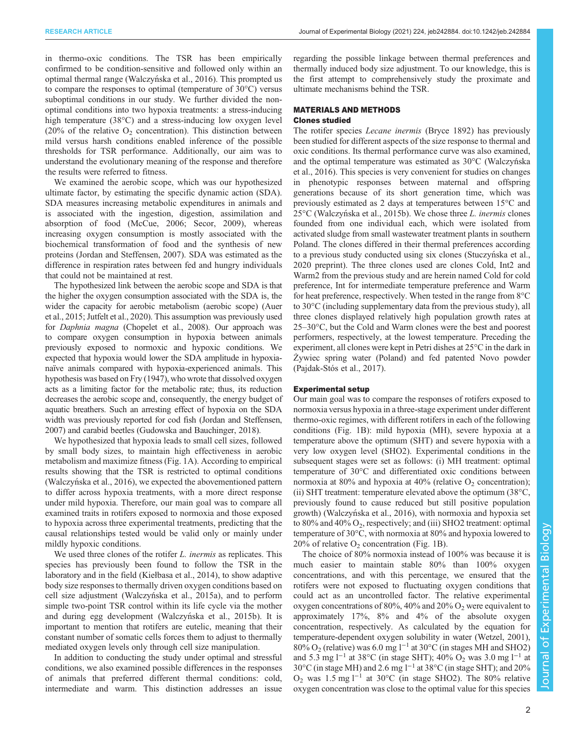in thermo-oxic conditions. The TSR has been empirically confirmed to be condition-sensitive and followed only within an optimal thermal range (Walczyńska et al., 2016). This prompted us to compare the responses to optimal (temperature of 30°C) versus suboptimal conditions in our study. We further divided the non-optimal conditions into two hypoxia treatments: a stress-inducing high temperature (38°C) and a stress-inducing low oxygen level (20% of the relative $O_2$ concentration). This distinction between mild versus harsh conditions enabled inference of the possible thresholds for TSR performance. Additionally, our aim was to understand the evolutionary meaning of the response and therefore the results were referred to fitness.

We examined the aerobic scope, which was our hypothesized ultimate factor, by estimating the specific dynamic action (SDA). SDA measures increasing metabolic expenditures in animals and is associated with the ingestion, digestion, assimilation and absorption of food (McCue, 2006; Secor, 2009), whereas increasing oxygen consumption is mostly associated with the biochemical transformation of food and the synthesis of new proteins (Jordan and Steffensen, 2007). SDA was estimated as the difference in respiration rates between fed and hungry individuals that could not be maintained at rest.

The hypothesized link between the aerobic scope and SDA is that the higher the oxygen consumption associated with the SDA is, the wider the capacity for aerobic metabolism (aerobic scope) (Auer et al., 2015; Jutfelt et al., 2020). This assumption was previously used for *Daphnia magna* (Chopelet et al., 2008). Our approach was to compare oxygen consumption in hypoxia between animals previously exposed to normoxic and hypoxic conditions. We expected that hypoxia would lower the SDA amplitude in hypoxia-naïve animals compared with hypoxia-experienced animals. This hypothesis was based on Fry (1947), who wrote that dissolved oxygen acts as a limiting factor for the metabolic rate; thus, its reduction decreases the aerobic scope and, consequently, the energy budget of aquatic breathers. Such an arresting effect of hypoxia on the SDA width was previously reported for cod fish (Jordan and Steffensen, 2007) and carabid beetles (Gudowska and Bauchinger, 2018).

We hypothesized that hypoxia leads to small cell sizes, followed by small body sizes, to maintain high effectiveness in aerobic metabolism and maximize fitness (Fig. 1A). According to empirical results showing that the TSR is restricted to optimal conditions (Walczyńska et al., 2016), we expected the abovementioned pattern to differ across hypoxia treatments, with a more direct response under mild hypoxia. Therefore, our main goal was to compare all examined traits in rotifers exposed to normoxia and those exposed to hypoxia across three experimental treatments, predicting that the causal relationships tested would be valid only or mainly under mildly hypoxic conditions.

We used three clones of the rotifer *L. inermis* as replicates. This species has previously been found to follow the TSR in the laboratory and in the field (Kiełbasa et al., 2014), to show adaptive body size responses to thermally driven oxygen conditions based on cell size adjustment (Walczyńska et al., 2015a), and to perform simple two-point TSR control within its life cycle via the mother and during egg development (Walczyńska et al., 2015b). It is important to mention that rotifers are eutelic, meaning that their constant number of somatic cells forces them to adjust to thermally mediated oxygen levels only through cell size manipulation.

In addition to conducting the study under optimal and stressful conditions, we also examined possible differences in the responses of animals that preferred different thermal conditions: cold, intermediate and warm. This distinction addresses an issue regarding the possible linkage between thermal preferences and thermally induced body size adjustment. To our knowledge, this is the first attempt to comprehensively study the proximate and ultimate mechanisms behind the TSR.

## MATERIALS AND METHODS

### Clones studied

The rotifer species *Lecane inermis* (Bryce 1892) has previously been studied for different aspects of the size response to thermal and oxic conditions. Its thermal performance curve was also examined, and the optimal temperature was estimated as 30°C (Walczyńska et al., 2016). This species is very convenient for studies on changes in phenotypic responses between maternal and offspring generations because of its short generation time, which was previously estimated as 2 days at temperatures between 15°C and 25°C (Walczyńska et al., 2015b). We chose three *L. inermis* clones founded from one individual each, which were isolated from activated sludge from small wastewater treatment plants in southern Poland. The clones differed in their thermal preferences according to a previous study conducted using six clones (Stuczyńska et al., 2020 preprint). The three clones used are clones Cold, Int2 and Warm2 from the previous study and are herein named Cold for cold preference, Int for intermediate temperature preference and Warm for heat preference, respectively. When tested in the range from 8°C to 30°C (including supplementary data from the previous study), all three clones displayed relatively high population growth rates at 25–30°C, but the Cold and Warm clones were the best and poorest performers, respectively, at the lowest temperature. Preceding the experiment, all clones were kept in Petri dishes at 25°C in the dark in Żywiec spring water (Poland) and fed patented Novo powder (Pajdak-Stós et al., 2017).

### Experimental setup

Our main goal was to compare the responses of rotifers exposed to normoxia versus hypoxia in a three-stage experiment under different thermo-oxic regimes, with different rotifers in each of the following conditions (Fig. 1B): mild hypoxia (MH), severe hypoxia at a temperature above the optimum (SHT) and severe hypoxia with a very low oxygen level (SHO2). Experimental conditions in the subsequent stages were set as follows: (i) MH treatment: optimal temperature of 30°C and differentiated oxic conditions between normoxia at 80% and hypoxia at 40% (relative $O_2$ concentration); (ii) SHT treatment: temperature elevated above the optimum (38°C, previously found to cause reduced but still positive population growth) (Walczyńska et al., 2016), with normoxia and hypoxia set to 80% and 40% $O_2$, respectively; and (iii) SHO2 treatment: optimal temperature of 30°C, with normoxia at 80% and hypoxia lowered to 20% of relative $O_2$ concentration (Fig. 1B).

The choice of 80% normoxia instead of 100% was because it is much easier to maintain stable 80% than 100% oxygen concentrations, and with this percentage, we ensured that the rotifers were not exposed to fluctuating oxygen conditions that could act as an uncontrolled factor. The relative experimental oxygen concentrations of 80%, 40% and 20% $O_2$ were equivalent to approximately 17%, 8% and 4% of the absolute oxygen concentration, respectively. As calculated by the equation for temperature-dependent oxygen solubility in water (Wetzel, 2001), 80% $O_2$ (relative) was 6.0 mg $l^{-1}$ at 30°C (in stages MH and SHO2) and 5.3 mg $l^{-1}$ at 38°C (in stage SHT); 40% $O_2$ was 3.0 mg $l^{-1}$ at 30°C (in stage MH) and 2.6 mg $l^{-1}$ at 38°C (in stage SHT); and 20% $O_2$ was 1.5 mg $l^{-1}$ at 30°C (in stage SHO2). The 80% relative oxygen concentration was close to the optimal value for this species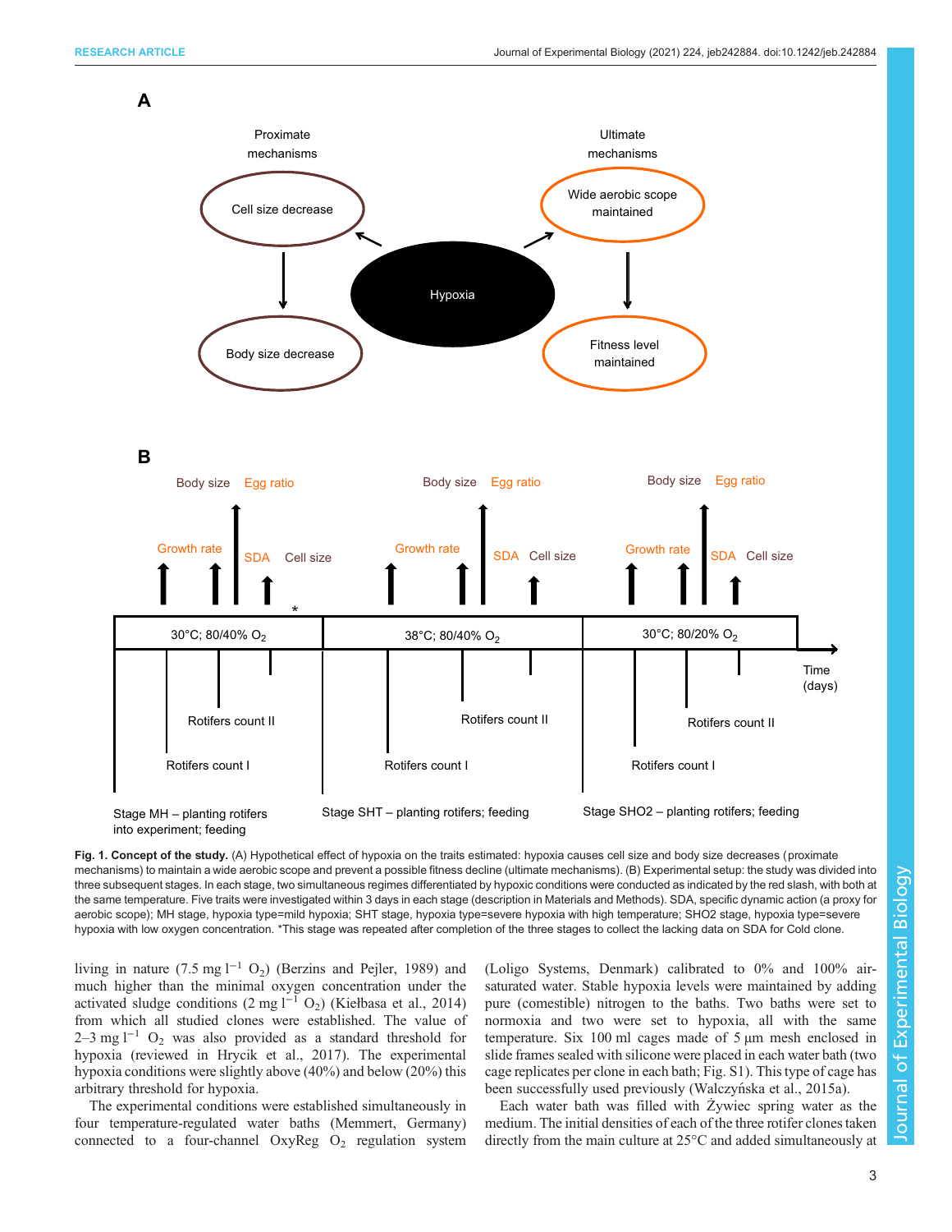**Fig. 1. Concept of the study.** (A) Hypothetical effect of hypoxia on the traits estimated: hypoxia causes cell size and body size decreases (proximate mechanisms) to maintain a wide aerobic scope and prevent a possible fitness decline (ultimate mechanisms). (B) Experimental setup: the study was divided into three subsequent stages. In each stage, two simultaneous regimes differentiated by hypoxic conditions were conducted as indicated by the red slash, with both at the same temperature. Five traits were investigated within 3 days in each stage (description in Materials and Methods). SDA, specific dynamic action (a proxy for aerobic scope); MH stage, hypoxia type=mild hypoxia; SHT stage, hypoxia type=severe hypoxia with high temperature; SHO2 stage, hypoxia type=severe hypoxia with low oxygen concentration. *This stage was repeated after completion of the three stages to collect the lacking data on SDA for Cold clone.

living in nature (7.5 mg $l^{-1}$ $O_2$) (Berzins and Pejler, 1989) and much higher than the minimal oxygen concentration under the activated sludge conditions (2 mg $l^{-1}$ $O_2$) (Kiełbasa et al., 2014) from which all studied clones were established. The value of 2–3 mg $l^{-1}$ $O_2$ was also provided as a standard threshold for hypoxia (reviewed in Hrycik et al., 2017). The experimental hypoxia conditions were slightly above (40%) and below (20%) this arbitrary threshold for hypoxia.

The experimental conditions were established simultaneously in four temperature-regulated water baths (Memmert, Germany) connected to a four-channel OxyReg $O_2$ regulation system (Loligo Systems, Denmark) calibrated to 0% and 100% air-saturated water. Stable hypoxia levels were maintained by adding pure (comestible) nitrogen to the baths. Two baths were set to normoxia and two were set to hypoxia, all with the same temperature. Six 100 ml cages made of 5 µm mesh enclosed in slide frames sealed with silicone were placed in each water bath (two cage replicates per clone in each bath; Fig. S1). This type of cage has been successfully used previously (Walczyńska et al., 2015a).

Each water bath was filled with Żywiec spring water as the medium. The initial densities of each of the three rotifer clones taken directly from the main culture at 25°C and added simultaneously at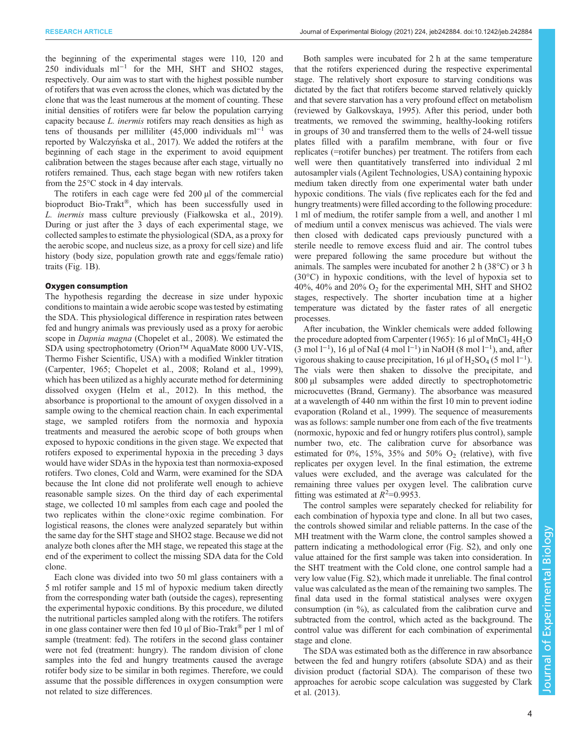the beginning of the experimental stages were 110, 120 and 250 individuals $ml^{-1}$ for the MH, SHT and SHO2 stages, respectively. Our aim was to start with the highest possible number of rotifers that was even across the clones, which was dictated by the clone that was the least numerous at the moment of counting. These initial densities of rotifers were far below the population carrying capacity because *L. inermis* rotifers may reach densities as high as tens of thousands per milliliter (45,000 individuals $ml^{-1}$ was reported by Walczyńska et al., 2017). We added the rotifers at the beginning of each stage in the experiment to avoid equipment calibration between the stages because after each stage, virtually no rotifers remained. Thus, each stage began with new rotifers taken from the 25°C stock in 4 day intervals.

The rotifers in each cage were fed 200 µl of the commercial bioproduct Bio-Trakt®, which has been successfully used in *L. inermis* mass culture previously (Fiałkowska et al., 2019). During or just after the 3 days of each experimental stage, we collected samples to estimate the physiological (SDA, as a proxy for the aerobic scope, and nucleus size, as a proxy for cell size) and life history (body size, population growth rate and eggs/female ratio) traits (Fig. 1B).

### Oxygen consumption

The hypothesis regarding the decrease in size under hypoxic conditions to maintain a wide aerobic scope was tested by estimating the SDA. This physiological difference in respiration rates between fed and hungry animals was previously used as a proxy for aerobic scope in *Dapnia magna* (Chopelet et al., 2008). We estimated the SDA using spectrophotometry (Orion™ AquaMate 8000 UV-VIS, Thermo Fisher Scientific, USA) with a modified Winkler titration (Carpenter, 1965; Chopelet et al., 2008; Roland et al., 1999), which has been utilized as a highly accurate method for determining dissolved oxygen (Helm et al., 2012). In this method, the absorbance is proportional to the amount of oxygen dissolved in a sample owing to the chemical reaction chain. In each experimental stage, we sampled rotifers from the normoxia and hypoxia treatments and measured the aerobic scope of both groups when exposed to hypoxic conditions in the given stage. We expected that rotifers exposed to experimental hypoxia in the preceding 3 days would have wider SDAs in the hypoxia test than normoxia-exposed rotifers. Two clones, Cold and Warm, were examined for the SDA because the Int clone did not proliferate well enough to achieve reasonable sample sizes. On the third day of each experimental stage, we collected 10 ml samples from each cage and pooled the two replicates within the clone×oxic regime combination. For logistical reasons, the clones were analyzed separately but within the same day for the SHT stage and SHO2 stage. Because we did not analyze both clones after the MH stage, we repeated this stage at the end of the experiment to collect the missing SDA data for the Cold clone.

Each clone was divided into two 50 ml glass containers with a 5 ml rotifer sample and 15 ml of hypoxic medium taken directly from the corresponding water bath (outside the cages), representing the experimental hypoxic conditions. By this procedure, we diluted the nutritional particles sampled along with the rotifers. The rotifers in one glass container were then fed 10 µl of Bio-Trakt® per 1 ml of sample (treatment: fed). The rotifers in the second glass container were not fed (treatment: hungry). The random division of clone samples into the fed and hungry treatments caused the average rotifer body size to be similar in both regimes. Therefore, we could assume that the possible differences in oxygen consumption were not related to size differences.

Both samples were incubated for 2 h at the same temperature that the rotifers experienced during the respective experimental stage. The relatively short exposure to starving conditions was dictated by the fact that rotifers become starved relatively quickly and that severe starvation has a very profound effect on metabolism (reviewed by Galkovskaya, 1995). After this period, under both treatments, we removed the swimming, healthy-looking rotifers in groups of 30 and transferred them to the wells of 24-well tissue plates filled with a parafilm membrane, with four or five replicates (=rotifer bunches) per treatment. The rotifers from each well were then quantitatively transferred into individual 2 ml autosampler vials (Agilent Technologies, USA) containing hypoxic medium taken directly from one experimental water bath under hypoxic conditions. The vials (five replicates each for the fed and hungry treatments) were filled according to the following procedure: 1 ml of medium, the rotifer sample from a well, and another 1 ml of medium until a convex meniscus was achieved. The vials were then closed with dedicated caps previously punctured with a sterile needle to remove excess fluid and air. The control tubes were prepared following the same procedure but without the animals. The samples were incubated for another 2 h (38°C) or 3 h (30°C) in hypoxic conditions, with the level of hypoxia set to 40%, 40% and 20% $O_2$ for the experimental MH, SHT and SHO2 stages, respectively. The shorter incubation time at a higher temperature was dictated by the faster rates of all energetic processes.

After incubation, the Winkler chemicals were added following the procedure adopted from Carpenter (1965): 16 µl of $MnCl_2\,4H_2O$ (3 mol $l^{-1}$), 16 µl of NaI (4 mol $l^{-1}$) in NaOH (8 mol $l^{-1}$), and, after vigorous shaking to cause precipitation, 16 µl of $H_2SO_4$ (5 mol $l^{-1}$). The vials were then shaken to dissolve the precipitate, and 800 µl subsamples were added directly to spectrophotometric microcuvettes (Brand, Germany). The absorbance was measured at a wavelength of 440 nm within the first 10 min to prevent iodine evaporation (Roland et al., 1999). The sequence of measurements was as follows: sample number one from each of the five treatments (normoxic, hypoxic and fed or hungry rotifers plus control), sample number two, etc. The calibration curve for absorbance was estimated for 0%, 15%, 35% and 50% $O_2$ (relative), with five replicates per oxygen level. In the final estimation, the extreme values were excluded, and the average was calculated for the remaining three values per oxygen level. The calibration curve fitting was estimated at $R^2$=0.9953.

The control samples were separately checked for reliability for each combination of hypoxia type and clone. In all but two cases, the controls showed similar and reliable patterns. In the case of the MH treatment with the Warm clone, the control samples showed a pattern indicating a methodological error (Fig. S2), and only one value attained for the first sample was taken into consideration. In the SHT treatment with the Cold clone, one control sample had a very low value (Fig. S2), which made it unreliable. The final control value was calculated as the mean of the remaining two samples. The final data used in the formal statistical analyses were oxygen consumption (in %), as calculated from the calibration curve and subtracted from the control, which acted as the background. The control value was different for each combination of experimental stage and clone.

The SDA was estimated both as the difference in raw absorbance between the fed and hungry rotifers (absolute SDA) and as their division product (factorial SDA). The comparison of these two approaches for aerobic scope calculation was suggested by Clark et al. (2013).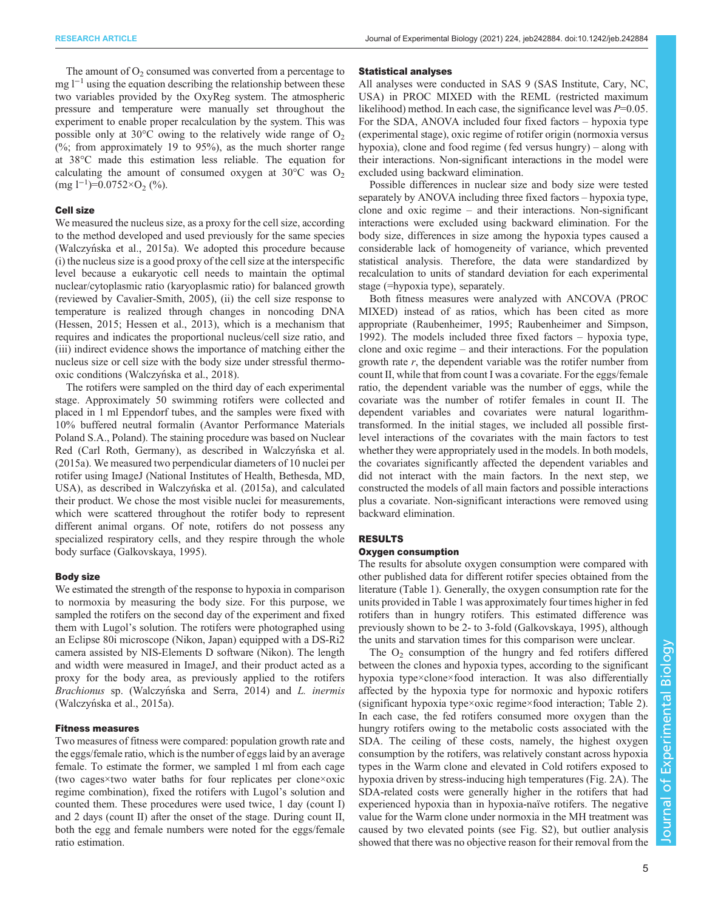The amount of $O_2$ consumed was converted from a percentage to mg $l^{-1}$ using the equation describing the relationship between these two variables provided by the OxyReg system. The atmospheric pressure and temperature were manually set throughout the experiment to enable proper recalculation by the system. This was possible only at 30°C owing to the relatively wide range of $O_2$ (%; from approximately 19 to 95%), as the much shorter range at 38°C made this estimation less reliable. The equation for calculating the amount of consumed oxygen at 30°C was $O_2$ (mg $l^{-1}$)=0.0752×$O_2$ (%).

### Cell size

We measured the nucleus size, as a proxy for the cell size, according to the method developed and used previously for the same species (Walczyńska et al., 2015a). We adopted this procedure because (i) the nucleus size is a good proxy of the cell size at the interspecific level because a eukaryotic cell needs to maintain the optimal nuclear/cytoplasmic ratio (karyoplasmic ratio) for balanced growth (reviewed by Cavalier-Smith, 2005), (ii) the cell size response to temperature is realized through changes in noncoding DNA (Hessen, 2015; Hessen et al., 2013), which is a mechanism that requires and indicates the proportional nucleus/cell size ratio, and (iii) indirect evidence shows the importance of matching either the nucleus size or cell size with the body size under stressful thermo-oxic conditions (Walczyńska et al., 2018).

The rotifers were sampled on the third day of each experimental stage. Approximately 50 swimming rotifers were collected and placed in 1 ml Eppendorf tubes, and the samples were fixed with 10% buffered neutral formalin (Avantor Performance Materials Poland S.A., Poland). The staining procedure was based on Nuclear Red (Carl Roth, Germany), as described in Walczyńska et al. (2015a). We measured two perpendicular diameters of 10 nuclei per rotifer using ImageJ (National Institutes of Health, Bethesda, MD, USA), as described in Walczyńska et al. (2015a), and calculated their product. We chose the most visible nuclei for measurements, which were scattered throughout the rotifer body to represent different animal organs. Of note, rotifers do not possess any specialized respiratory cells, and they respire through the whole body surface (Galkovskaya, 1995).

### Body size

We estimated the strength of the response to hypoxia in comparison to normoxia by measuring the body size. For this purpose, we sampled the rotifers on the second day of the experiment and fixed them with Lugol's solution. The rotifers were photographed using an Eclipse 80i microscope (Nikon, Japan) equipped with a DS-Ri2 camera assisted by NIS-Elements D software (Nikon). The length and width were measured in ImageJ, and their product acted as a proxy for the body area, as previously applied to the rotifers *Brachionus* sp. (Walczyńska and Serra, 2014) and *L. inermis* (Walczyńska et al., 2015a).

### Fitness measures

Two measures of fitness were compared: population growth rate and the eggs/female ratio, which is the number of eggs laid by an average female. To estimate the former, we sampled 1 ml from each cage (two cages×two water baths for four replicates per clone×oxic regime combination), fixed the rotifers with Lugol's solution and counted them. These procedures were used twice, 1 day (count I) and 2 days (count II) after the onset of the stage. During count II, both the egg and female numbers were noted for the eggs/female ratio estimation.

### Statistical analyses

All analyses were conducted in SAS 9 (SAS Institute, Cary, NC, USA) in PROC MIXED with the REML (restricted maximum likelihood) method. In each case, the significance level was $P$=0.05. For the SDA, ANOVA included four fixed factors – hypoxia type (experimental stage), oxic regime of rotifer origin (normoxia versus hypoxia), clone and food regime (fed versus hungry) – along with their interactions. Non-significant interactions in the model were excluded using backward elimination.

Possible differences in nuclear size and body size were tested separately by ANOVA including three fixed factors – hypoxia type, clone and oxic regime – and their interactions. Non-significant interactions were excluded using backward elimination. For the body size, differences in size among the hypoxia types caused a considerable lack of homogeneity of variance, which prevented statistical analysis. Therefore, the data were standardized by recalculation to units of standard deviation for each experimental stage (=hypoxia type), separately.

Both fitness measures were analyzed with ANCOVA (PROC MIXED) instead of as ratios, which has been cited as more appropriate (Raubenheimer, 1995; Raubenheimer and Simpson, 1992). The models included three fixed factors – hypoxia type, clone and oxic regime – and their interactions. For the population growth rate $r$, the dependent variable was the rotifer number from count II, while that from count I was a covariate. For the eggs/female ratio, the dependent variable was the number of eggs, while the covariate was the number of rotifer females in count II. The dependent variables and covariates were natural logarithm-transformed. In the initial stages, we included all possible first-level interactions of the covariates with the main factors to test whether they were appropriately used in the models. In both models, the covariates significantly affected the dependent variables and did not interact with the main factors. In the next step, we constructed the models of all main factors and possible interactions plus a covariate. Non-significant interactions were removed using backward elimination.

## RESULTS

### Oxygen consumption

The results for absolute oxygen consumption were compared with other published data for different rotifer species obtained from the literature (Table 1). Generally, the oxygen consumption rate for the units provided in Table 1 was approximately four times higher in fed rotifers than in hungry rotifers. This estimated difference was previously shown to be 2- to 3-fold (Galkovskaya, 1995), although the units and starvation times for this comparison were unclear.

The $O_2$ consumption of the hungry and fed rotifers differed between the clones and hypoxia types, according to the significant hypoxia type×clone×food interaction. It was also differentially affected by the hypoxia type for normoxic and hypoxic rotifers (significant hypoxia type×oxic regime×food interaction; Table 2). In each case, the fed rotifers consumed more oxygen than the hungry rotifers owing to the metabolic costs associated with the SDA. The ceiling of these costs, namely, the highest oxygen consumption by the rotifers, was relatively constant across hypoxia types in the Warm clone and elevated in Cold rotifers exposed to hypoxia driven by stress-inducing high temperatures (Fig. 2A). The SDA-related costs were generally higher in the rotifers that had experienced hypoxia than in hypoxia-naïve rotifers. The negative value for the Warm clone under normoxia in the MH treatment was caused by two elevated points (see Fig. S2), but outlier analysis showed that there was no objective reason for their removal from the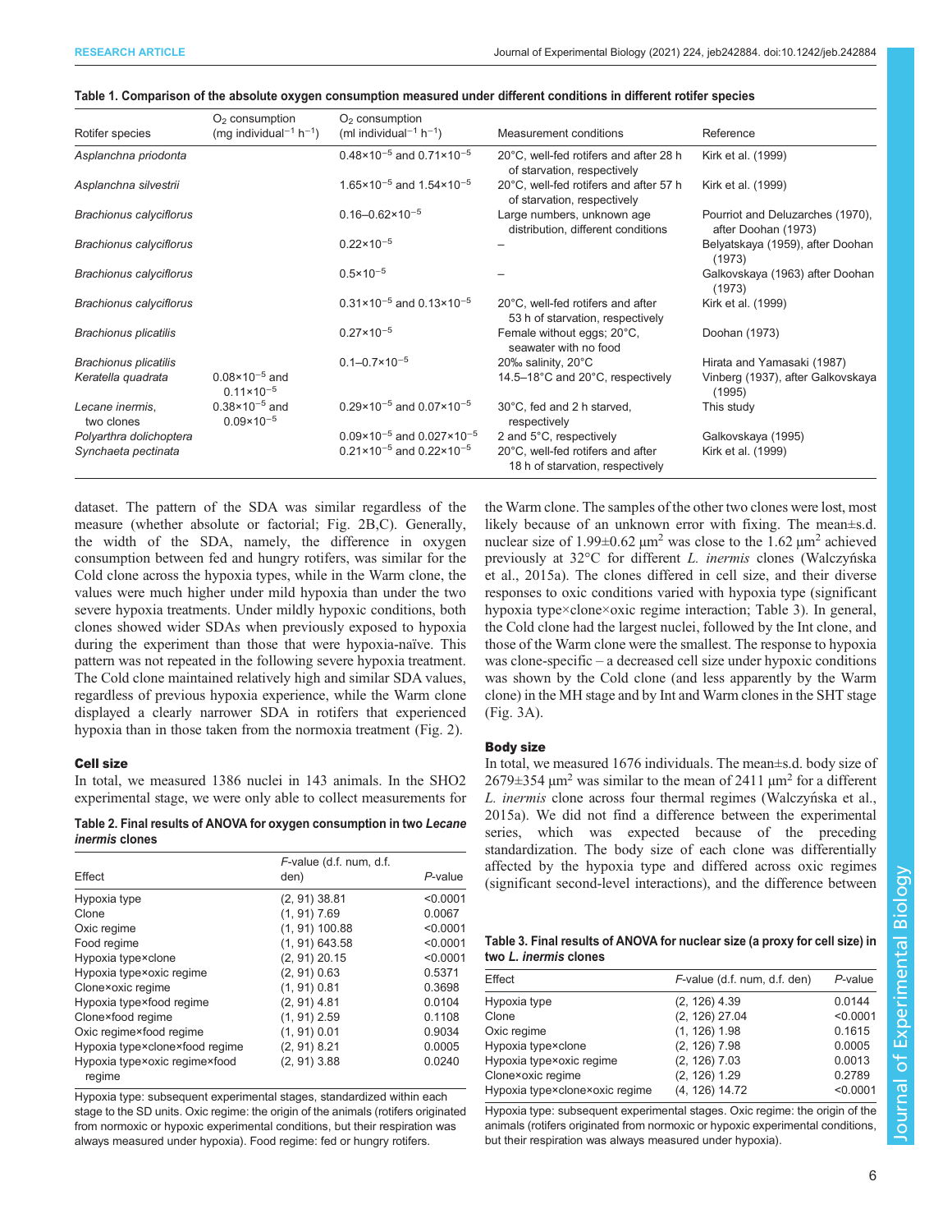**Table 1. Comparison of the absolute oxygen consumption measured under different conditions in different rotifer species**

| Rotifer species | $O_2$ consumption (mg individual$^{-1}$ h$^{-1}$) | $O_2$ consumption (ml individual$^{-1}$ h$^{-1}$) | Measurement conditions | Reference |
|---|---|---|---|---|
| *Asplanchna priodonta* | | $0.48\times10^{-5}$ and $0.71\times10^{-5}$ | 20°C, well-fed rotifers and after 28 h of starvation, respectively | Kirk et al. (1999) |
| *Asplanchna silvestrii* | | $1.65\times10^{-5}$ and $1.54\times10^{-5}$ | 20°C, well-fed rotifers and after 57 h of starvation, respectively | Kirk et al. (1999) |
| *Brachionus calyciflorus* | | $0.16–0.62\times10^{-5}$ | Large numbers, unknown age distribution, different conditions | Pourriot and Deluzarches (1970), after Doohan (1973) |
| *Brachionus calyciflorus* | | $0.22\times10^{-5}$ | – | Belyatskaya (1959), after Doohan (1973) |
| *Brachionus calyciflorus* | | $0.5\times10^{-5}$ | – | Galkovskaya (1963) after Doohan (1973) |
| *Brachionus calyciflorus* | | $0.31\times10^{-5}$ and $0.13\times10^{-5}$ | 20°C, well-fed rotifers and after 53 h of starvation, respectively | Kirk et al. (1999) |
| *Brachionus plicatilis* | | $0.27\times10^{-5}$ | Female without eggs; 20°C, seawater with no food | Doohan (1973) |
| *Brachionus plicatilis* | | $0.1–0.7\times10^{-5}$ | 20‰ salinity, 20°C | Hirata and Yamasaki (1987) |
| *Keratella quadrata* | $0.08\times10^{-5}$ and $0.11\times10^{-5}$ | | 14.5–18°C and 20°C, respectively | Vinberg (1937), after Galkovskaya (1995) |
| *Lecane inermis*, two clones | $0.38\times10^{-5}$ and $0.09\times10^{-5}$ | $0.29\times10^{-5}$ and $0.07\times10^{-5}$ | 30°C, fed and 2 h starved, respectively | This study |
| *Polyarthra dolichoptera* | | $0.09\times10^{-5}$ and $0.027\times10^{-5}$ | 2 and 5°C, respectively | Galkovskaya (1995) |
| *Synchaeta pectinata* | | $0.21\times10^{-5}$ and $0.22\times10^{-5}$ | 20°C, well-fed rotifers and after 18 h of starvation, respectively | Kirk et al. (1999) |

dataset. The pattern of the SDA was similar regardless of the measure (whether absolute or factorial; Fig. 2B,C). Generally, the width of the SDA, namely, the difference in oxygen consumption between fed and hungry rotifers, was similar for the Cold clone across the hypoxia types, while in the Warm clone, the values were much higher under mild hypoxia than under the two severe hypoxia treatments. Under mildly hypoxic conditions, both clones showed wider SDAs when previously exposed to hypoxia during the experiment than those that were hypoxia-naïve. This pattern was not repeated in the following severe hypoxia treatment. The Cold clone maintained relatively high and similar SDA values, regardless of previous hypoxia experience, while the Warm clone displayed a clearly narrower SDA in rotifers that experienced hypoxia than in those taken from the normoxia treatment (Fig. 2).

### Cell size

In total, we measured 1386 nuclei in 143 animals. In the SHO2 experimental stage, we were only able to collect measurements for the Warm clone. The samples of the other two clones were lost, most likely because of an unknown error with fixing. The mean±s.d. nuclear size of 1.99±0.62 µm$^2$ was close to the 1.62 µm$^2$ achieved previously at 32°C for different *L. inermis* clones (Walczyńska et al., 2015a). The clones differed in cell size, and their diverse responses to oxic conditions varied with hypoxia type (significant hypoxia type×clone×oxic regime interaction; Table 3). In general, the Cold clone had the largest nuclei, followed by the Int clone, and those of the Warm clone were the smallest. The response to hypoxia was clone-specific – a decreased cell size under hypoxic conditions was shown by the Cold clone (and less apparently by the Warm clone) in the MH stage and by Int and Warm clones in the SHT stage (Fig. 3A).

**Table 2. Final results of ANOVA for oxygen consumption in two *Lecane inermis* clones**

| Effect | *F*-value (d.f. num, d.f. den) | *P*-value |
|---|---|---|
| Hypoxia type | (2, 91) 38.81 | <0.0001 |
| Clone | (1, 91) 7.69 | 0.0067 |
| Oxic regime | (1, 91) 100.88 | <0.0001 |
| Food regime | (1, 91) 643.58 | <0.0001 |
| Hypoxia type×clone | (2, 91) 20.15 | <0.0001 |
| Hypoxia type×oxic regime | (2, 91) 0.63 | 0.5371 |
| Clone×oxic regime | (1, 91) 0.81 | 0.3698 |
| Hypoxia type×food regime | (2, 91) 4.81 | 0.0104 |
| Clone×food regime | (1, 91) 2.59 | 0.1108 |
| Oxic regime×food regime | (1, 91) 0.01 | 0.9034 |
| Hypoxia type×clone×food regime | (2, 91) 8.21 | 0.0005 |
| Hypoxia type×oxic regime×food regime | (2, 91) 3.88 | 0.0240 |

Hypoxia type: subsequent experimental stages, standardized within each stage to the SD units. Oxic regime: the origin of the animals (rotifers originated from normoxic or hypoxic experimental conditions, but their respiration was always measured under hypoxia). Food regime: fed or hungry rotifers.

### Body size

In total, we measured 1676 individuals. The mean±s.d. body size of 2679±354 µm$^2$ was similar to the mean of 2411 µm$^2$ for a different *L. inermis* clone across four thermal regimes (Walczyńska et al., 2015a). We did not find a difference between the experimental series, which was expected because of the preceding standardization. The body size of each clone was differentially affected by the hypoxia type and differed across oxic regimes (significant second-level interactions), and the difference between

**Table 3. Final results of ANOVA for nuclear size (a proxy for cell size) in two *L. inermis* clones**

| Effect | *F*-value (d.f. num, d.f. den) | *P*-value |
|---|---|---|
| Hypoxia type | (2, 126) 4.39 | 0.0144 |
| Clone | (2, 126) 27.04 | <0.0001 |
| Oxic regime | (1, 126) 1.98 | 0.1615 |
| Hypoxia type×clone | (2, 126) 7.98 | 0.0005 |
| Hypoxia type×oxic regime | (2, 126) 7.03 | 0.0013 |
| Clone×oxic regime | (2, 126) 1.29 | 0.2789 |
| Hypoxia type×clone×oxic regime | (4, 126) 14.72 | <0.0001 |

Hypoxia type: subsequent experimental stages. Oxic regime: the origin of the animals (rotifers originated from normoxic or hypoxic experimental conditions, but their respiration was always measured under hypoxia).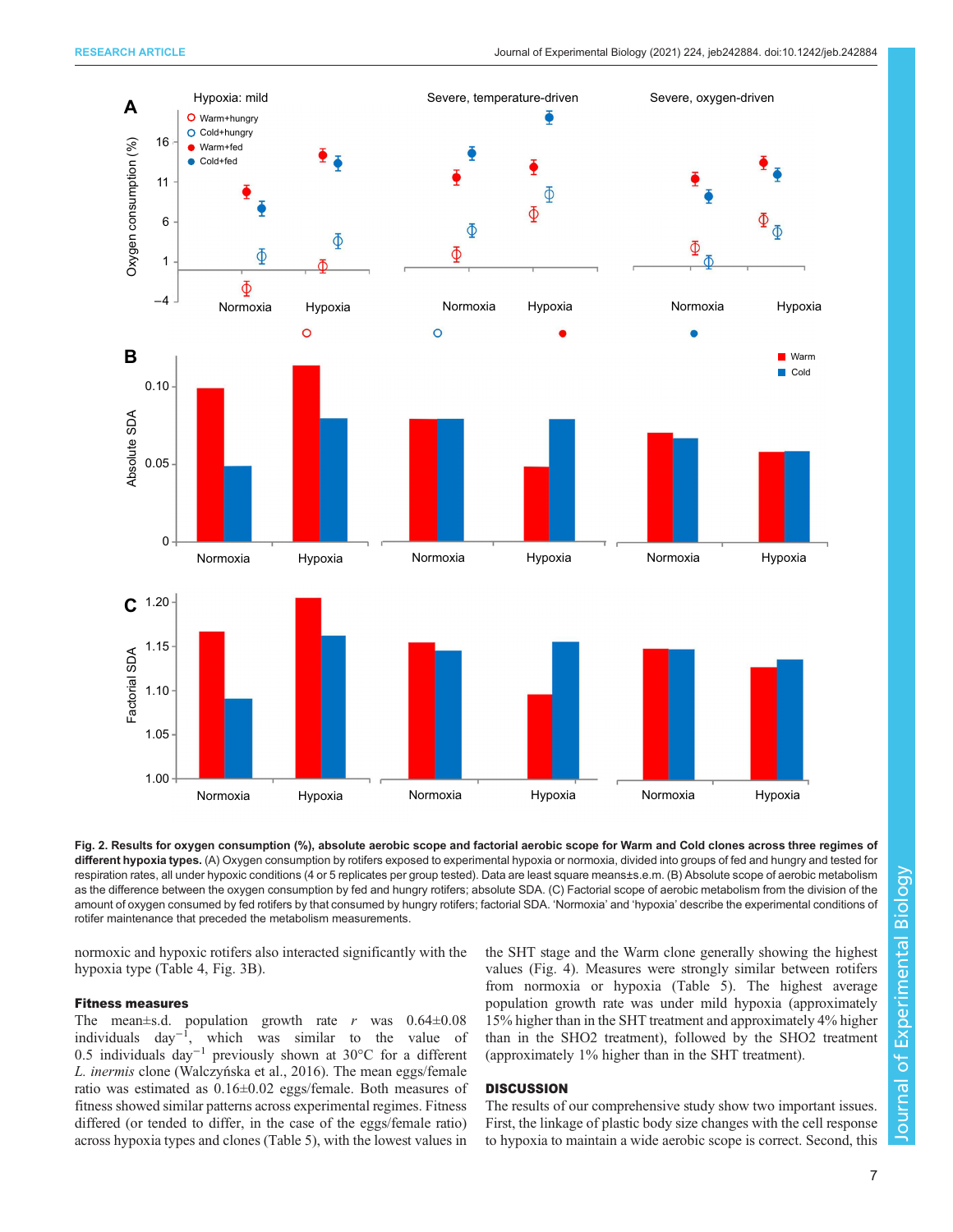Fig. 2. Results for oxygen consumption (%), absolute aerobic scope and factorial aerobic scope for Warm and Cold clones across three regimes of different hypoxia types. (A) Oxygen consumption by rotifers exposed to experimental hypoxia or normoxia, divided into groups of fed and hungry and tested for respiration rates, all under hypoxic conditions (4 or 5 replicates per group tested). Data are least square means±s.e.m. (B) Absolute scope of aerobic metabolism as the difference between the oxygen consumption by fed and hungry rotifers; absolute SDA. (C) Factorial scope of aerobic metabolism from the division of the amount of oxygen consumed by fed rotifers by that consumed by hungry rotifers; factorial SDA. 'Normoxia' and 'hypoxia' describe the experimental conditions of rotifer maintenance that preceded the metabolism measurements.

normoxic and hypoxic rotifers also interacted significantly with the hypoxia type (Table 4, Fig. 3B).

### Fitness measures

The mean±s.d. population growth rate $r$ was 0.64±0.08 individuals day$^{-1}$, which was similar to the value of 0.5 individuals day$^{-1}$ previously shown at 30°C for a different *L. inermis* clone (Walczyńska et al., 2016). The mean eggs/female ratio was estimated as 0.16±0.02 eggs/female. Both measures of fitness showed similar patterns across experimental regimes. Fitness differed (or tended to differ, in the case of the eggs/female ratio) across hypoxia types and clones (Table 5), with the lowest values in the SHT stage and the Warm clone generally showing the highest values (Fig. 4). Measures were strongly similar between rotifers from normoxia or hypoxia (Table 5). The highest average population growth rate was under mild hypoxia (approximately 15% higher than in the SHT treatment and approximately 4% higher than in the SHO2 treatment), followed by the SHO2 treatment (approximately 1% higher than in the SHT treatment).

## DISCUSSION

The results of our comprehensive study show two important issues. First, the linkage of plastic body size changes with the cell response to hypoxia to maintain a wide aerobic scope is correct. Second, this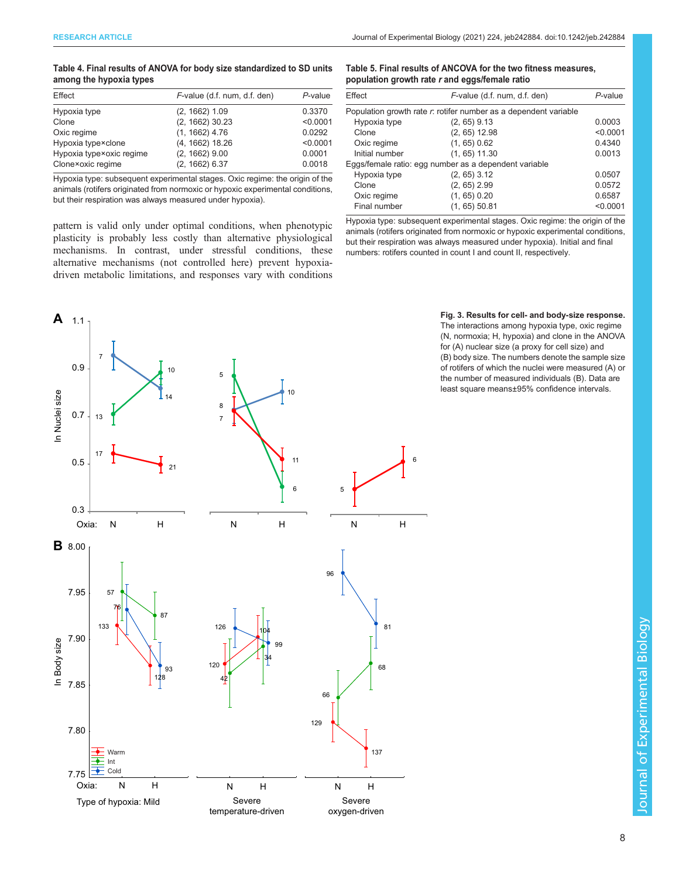**Table 4. Final results of ANOVA for body size standardized to SD units among the hypoxia types**

| Effect | F-value (d.f. num, d.f. den) | P-value |
|---|---|---|
| Hypoxia type | (2, 1662) 1.09 | 0.3370 |
| Clone | (2, 1662) 30.23 | <0.0001 |
| Oxic regime | (1, 1662) 4.76 | 0.0292 |
| Hypoxia type×clone | (4, 1662) 18.26 | <0.0001 |
| Hypoxia type×oxic regime | (2, 1662) 9.00 | 0.0001 |
| Clone×oxic regime | (2, 1662) 6.37 | 0.0018 |

Hypoxia type: subsequent experimental stages. Oxic regime: the origin of the animals (rotifers originated from normoxic or hypoxic experimental conditions, but their respiration was always measured under hypoxia).

pattern is valid only under optimal conditions, when phenotypic plasticity is probably less costly than alternative physiological mechanisms. In contrast, under stressful conditions, these alternative mechanisms (not controlled here) prevent hypoxia-driven metabolic limitations, and responses vary with conditions

**Table 5. Final results of ANCOVA for the two fitness measures, population growth rate *r* and eggs/female ratio**

| Effect | F-value (d.f. num, d.f. den) | P-value |
|---|---|---|
| Population growth rate *r*: rotifer number as a dependent variable | | |
| Hypoxia type | (2, 65) 9.13 | 0.0003 |
| Clone | (2, 65) 12.98 | <0.0001 |
| Oxic regime | (1, 65) 0.62 | 0.4340 |
| Initial number | (1, 65) 11.30 | 0.0013 |
| Eggs/female ratio: egg number as a dependent variable | | |
| Hypoxia type | (2, 65) 3.12 | 0.0507 |
| Clone | (2, 65) 2.99 | 0.0572 |
| Oxic regime | (1, 65) 0.20 | 0.6587 |
| Final number | (1, 65) 50.81 | <0.0001 |

Hypoxia type: subsequent experimental stages. Oxic regime: the origin of the animals (rotifers originated from normoxic or hypoxic experimental conditions, but their respiration was always measured under hypoxia). Initial and final numbers: rotifers counted in count I and count II, respectively.

**Fig. 3. Results for cell- and body-size response.** The interactions among hypoxia type, oxic regime (N, normoxia; H, hypoxia) and clone in the ANOVA for (A) nuclear size (a proxy for cell size) and (B) body size. The numbers denote the sample size of rotifers of which the nuclei were measured (A) or the number of measured individuals (B). Data are least square means±95% confidence intervals.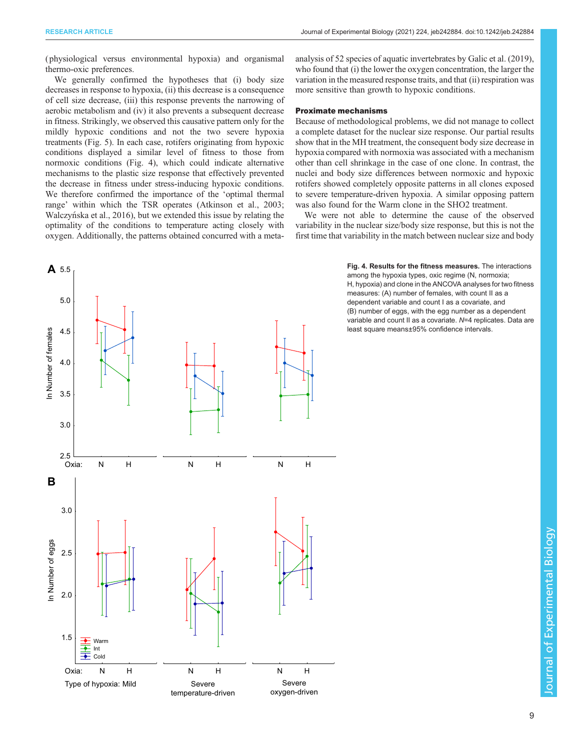(physiological versus environmental hypoxia) and organismal thermo-oxic preferences.

We generally confirmed the hypotheses that (i) body size decreases in response to hypoxia, (ii) this decrease is a consequence of cell size decrease, (iii) this response prevents the narrowing of aerobic metabolism and (iv) it also prevents a subsequent decrease in fitness. Strikingly, we observed this causative pattern only for the mildly hypoxic conditions and not the two severe hypoxia treatments (Fig. 5). In each case, rotifers originating from hypoxic conditions displayed a similar level of fitness to those from normoxic conditions (Fig. 4), which could indicate alternative mechanisms to the plastic size response that effectively prevented the decrease in fitness under stress-inducing hypoxic conditions. We therefore confirmed the importance of the 'optimal thermal range' within which the TSR operates (Atkinson et al., 2003; Walczyńska et al., 2016), but we extended this issue by relating the optimality of the conditions to temperature acting closely with oxygen. Additionally, the patterns obtained concurred with a meta-analysis of 52 species of aquatic invertebrates by Galic et al. (2019), who found that (i) the lower the oxygen concentration, the larger the variation in the measured response traits, and that (ii) respiration was more sensitive than growth to hypoxic conditions.

### Proximate mechanisms

Because of methodological problems, we did not manage to collect a complete dataset for the nuclear size response. Our partial results show that in the MH treatment, the consequent body size decrease in hypoxia compared with normoxia was associated with a mechanism other than cell shrinkage in the case of one clone. In contrast, the nuclei and body size differences between normoxic and hypoxic rotifers showed completely opposite patterns in all clones exposed to severe temperature-driven hypoxia. A similar opposing pattern was also found for the Warm clone in the SHO2 treatment.

We were not able to determine the cause of the observed variability in the nuclear size/body size response, but this is not the first time that variability in the match between nuclear size and body

**Fig. 4. Results for the fitness measures.** The interactions among the hypoxia types, oxic regime (N, normoxia; H, hypoxia) and clone in the ANCOVA analyses for two fitness measures: (A) number of females, with count II as a dependent variable and count I as a covariate, and (B) number of eggs, with the egg number as a dependent variable and count II as a covariate. *N*=4 replicates. Data are least square means±95% confidence intervals.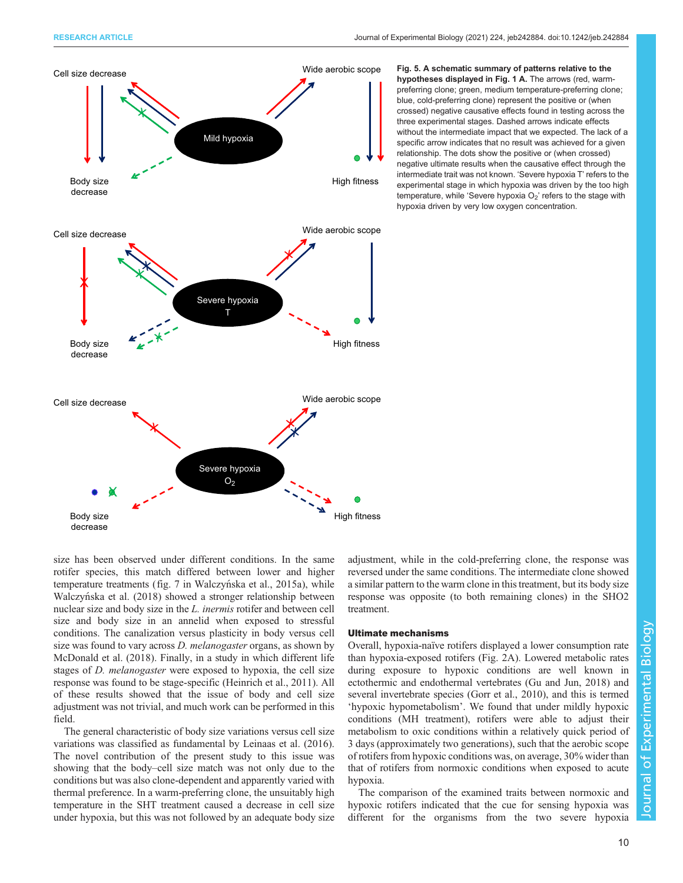Fig. 5. A schematic summary of patterns relative to the hypotheses displayed in Fig. 1 A. The arrows (red, warm-preferring clone; green, medium temperature-preferring clone; blue, cold-preferring clone) represent the positive or (when crossed) negative causative effects found in testing across the three experimental stages. Dashed arrows indicate effects without the intermediate impact that we expected. The lack of a specific arrow indicates that no result was achieved for a given relationship. The dots show the positive or (when crossed) negative ultimate results when the causative effect through the intermediate trait was not known. 'Severe hypoxia T' refers to the experimental stage in which hypoxia was driven by the too high temperature, while 'Severe hypoxia $O_2$' refers to the stage with hypoxia driven by very low oxygen concentration.

size has been observed under different conditions. In the same rotifer species, this match differed between lower and higher temperature treatments (fig. 7 in Walczyńska et al., 2015a), while Walczyńska et al. (2018) showed a stronger relationship between nuclear size and body size in the *L. inermis* rotifer and between cell size and body size in an annelid when exposed to stressful conditions. The canalization versus plasticity in body versus cell size was found to vary across *D. melanogaster* organs, as shown by McDonald et al. (2018). Finally, in a study in which different life stages of *D. melanogaster* were exposed to hypoxia, the cell size response was found to be stage-specific (Heinrich et al., 2011). All of these results showed that the issue of body and cell size adjustment was not trivial, and much work can be performed in this field.

The general characteristic of body size variations versus cell size variations was classified as fundamental by Leinaas et al. (2016). The novel contribution of the present study to this issue was showing that the body–cell size match was not only due to the conditions but was also clone-dependent and apparently varied with thermal preference. In a warm-preferring clone, the unsuitably high temperature in the SHT treatment caused a decrease in cell size under hypoxia, but this was not followed by an adequate body size adjustment, while in the cold-preferring clone, the response was reversed under the same conditions. The intermediate clone showed a similar pattern to the warm clone in this treatment, but its body size response was opposite (to both remaining clones) in the SHO2 treatment.

### Ultimate mechanisms

Overall, hypoxia-naïve rotifers displayed a lower consumption rate than hypoxia-exposed rotifers (Fig. 2A). Lowered metabolic rates during exposure to hypoxic conditions are well known in ectothermic and endothermal vertebrates (Gu and Jun, 2018) and several invertebrate species (Gorr et al., 2010), and this is termed 'hypoxic hypometabolism'. We found that under mildly hypoxic conditions (MH treatment), rotifers were able to adjust their metabolism to oxic conditions within a relatively quick period of 3 days (approximately two generations), such that the aerobic scope of rotifers from hypoxic conditions was, on average, 30% wider than that of rotifers from normoxic conditions when exposed to acute hypoxia.

The comparison of the examined traits between normoxic and hypoxic rotifers indicated that the cue for sensing hypoxia was different for the organisms from the two severe hypoxia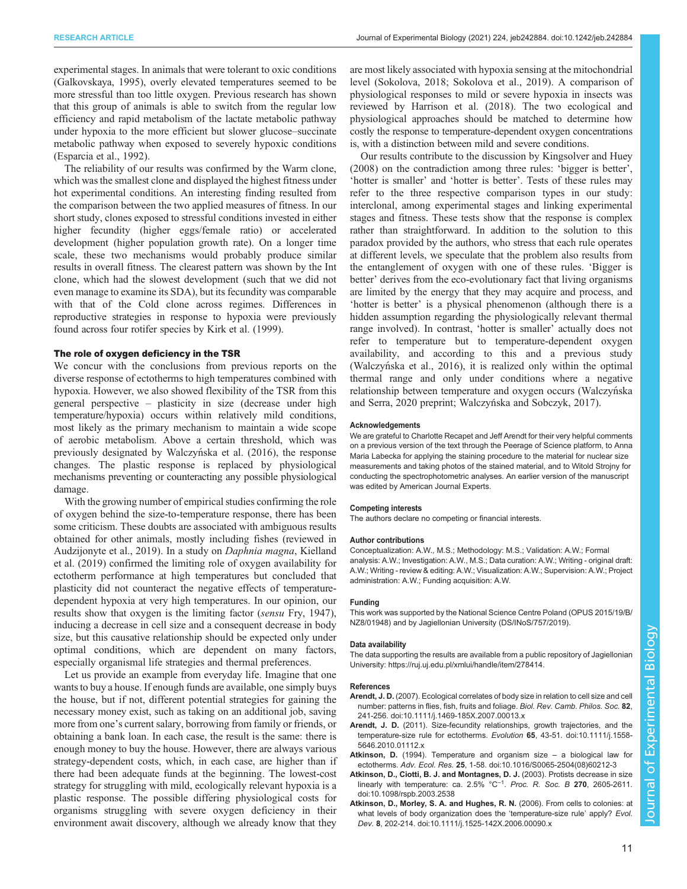experimental stages. In animals that were tolerant to oxic conditions (Galkovskaya, 1995), overly elevated temperatures seemed to be more stressful than too little oxygen. Previous research has shown that this group of animals is able to switch from the regular low efficiency and rapid metabolism of the lactate metabolic pathway under hypoxia to the more efficient but slower glucose–succinate metabolic pathway when exposed to severely hypoxic conditions (Esparcia et al., 1992).

The reliability of our results was confirmed by the Warm clone, which was the smallest clone and displayed the highest fitness under hot experimental conditions. An interesting finding resulted from the comparison between the two applied measures of fitness. In our short study, clones exposed to stressful conditions invested in either higher fecundity (higher eggs/female ratio) or accelerated development (higher population growth rate). On a longer time scale, these two mechanisms would probably produce similar results in overall fitness. The clearest pattern was shown by the Int clone, which had the slowest development (such that we did not even manage to examine its SDA), but its fecundity was comparable with that of the Cold clone across regimes. Differences in reproductive strategies in response to hypoxia were previously found across four rotifer species by Kirk et al. (1999).

### The role of oxygen deficiency in the TSR

We concur with the conclusions from previous reports on the diverse response of ectotherms to high temperatures combined with hypoxia. However, we also showed flexibility of the TSR from this general perspective – plasticity in size (decrease under high temperature/hypoxia) occurs within relatively mild conditions, most likely as the primary mechanism to maintain a wide scope of aerobic metabolism. Above a certain threshold, which was previously designated by Walczyńska et al. (2016), the response changes. The plastic response is replaced by physiological mechanisms preventing or counteracting any possible physiological damage.

With the growing number of empirical studies confirming the role of oxygen behind the size-to-temperature response, there has been some criticism. These doubts are associated with ambiguous results obtained for other animals, mostly including fishes (reviewed in Audzijonyte et al., 2019). In a study on *Daphnia magna*, Kielland et al. (2019) confirmed the limiting role of oxygen availability for ectotherm performance at high temperatures but concluded that plasticity did not counteract the negative effects of temperature-dependent hypoxia at very high temperatures. In our opinion, our results show that oxygen is the limiting factor (*sensu* Fry, 1947), inducing a decrease in cell size and a consequent decrease in body size, but this causative relationship should be expected only under optimal conditions, which are dependent on many factors, especially organismal life strategies and thermal preferences.

Let us provide an example from everyday life. Imagine that one wants to buy a house. If enough funds are available, one simply buys the house, but if not, different potential strategies for gaining the necessary money exist, such as taking on an additional job, saving more from one's current salary, borrowing from family or friends, or obtaining a bank loan. In each case, the result is the same: there is enough money to buy the house. However, there are always various strategy-dependent costs, which, in each case, are higher than if there had been adequate funds at the beginning. The lowest-cost strategy for struggling with mild, ecologically relevant hypoxia is a plastic response. The possible differing physiological costs for organisms struggling with severe oxygen deficiency in their environment await discovery, although we already know that they are most likely associated with hypoxia sensing at the mitochondrial level (Sokolova, 2018; Sokolova et al., 2019). A comparison of physiological responses to mild or severe hypoxia in insects was reviewed by Harrison et al. (2018). The two ecological and physiological approaches should be matched to determine how costly the response to temperature-dependent oxygen concentrations is, with a distinction between mild and severe conditions.

Our results contribute to the discussion by Kingsolver and Huey (2008) on the contradiction among three rules: 'bigger is better', 'hotter is smaller' and 'hotter is better'. Tests of these rules may refer to the three respective comparison types in our study: interclonal, among experimental stages and linking experimental stages and fitness. These tests show that the response is complex rather than straightforward. In addition to the solution to this paradox provided by the authors, who stress that each rule operates at different levels, we speculate that the problem also results from the entanglement of oxygen with one of these rules. 'Bigger is better' derives from the eco-evolutionary fact that living organisms are limited by the energy that they may acquire and process, and 'hotter is better' is a physical phenomenon (although there is a hidden assumption regarding the physiologically relevant thermal range involved). In contrast, 'hotter is smaller' actually does not refer to temperature but to temperature-dependent oxygen availability, and according to this and a previous study (Walczyńska et al., 2016), it is realized only within the optimal thermal range and only under conditions where a negative relationship between temperature and oxygen occurs (Walczyńska and Serra, 2020 preprint; Walczyńska and Sobczyk, 2017).

#### Acknowledgements

We are grateful to Charlotte Recapet and Jeff Arendt for their very helpful comments on a previous version of the text through the Peerage of Science platform, to Anna Maria Labecka for applying the staining procedure to the material for nuclear size measurements and taking photos of the stained material, and to Witold Strojny for conducting the spectrophotometric analyses. An earlier version of the manuscript was edited by American Journal Experts.

#### Competing interests

The authors declare no competing or financial interests.

#### Author contributions

Conceptualization: A.W., M.S.; Methodology: M.S.; Validation: A.W.; Formal analysis: A.W.; Investigation: A.W., M.S.; Data curation: A.W.; Writing - original draft: A.W.; Writing - review & editing: A.W.; Visualization: A.W.; Supervision: A.W.; Project administration: A.W.; Funding acquisition: A.W.

#### Funding

This work was supported by the National Science Centre Poland (OPUS 2015/19/B/NZ8/01948) and by Jagiellonian University (DS/INoS/757/2019).

#### Data availability

The data supporting the results are available from a public repository of Jagiellonian University: https://ruj.uj.edu.pl/xmlui/handle/item/278414.

#### References

**Arendt, J. D.** (2007). Ecological correlates of body size in relation to cell size and cell number: patterns in flies, fish, fruits and foliage. *Biol. Rev. Camb. Philos. Soc.* **82**, 241-256. doi:10.1111/j.1469-185X.2007.00013.x

**Arendt, J. D.** (2011). Size-fecundity relationships, growth trajectories, and the temperature-size rule for ectotherms. *Evolution* **65**, 43-51. doi:10.1111/j.1558-5646.2010.01112.x

**Atkinson, D.** (1994). Temperature and organism size – a biological law for ectotherms. *Adv. Ecol. Res.* **25**, 1-58. doi:10.1016/S0065-2504(08)60212-3

**Atkinson, D., Ciotti, B. J. and Montagnes, D. J.** (2003). Protists decrease in size linearly with temperature: ca. 2.5% °C$^{-1}$. *Proc. R. Soc. B* **270**, 2605-2611. doi:10.1098/rspb.2003.2538

**Atkinson, D., Morley, S. A. and Hughes, R. N.** (2006). From cells to colonies: at what levels of body organization does the 'temperature-size rule' apply? *Evol. Dev.* **8**, 202-214. doi:10.1111/j.1525-142X.2006.00090.x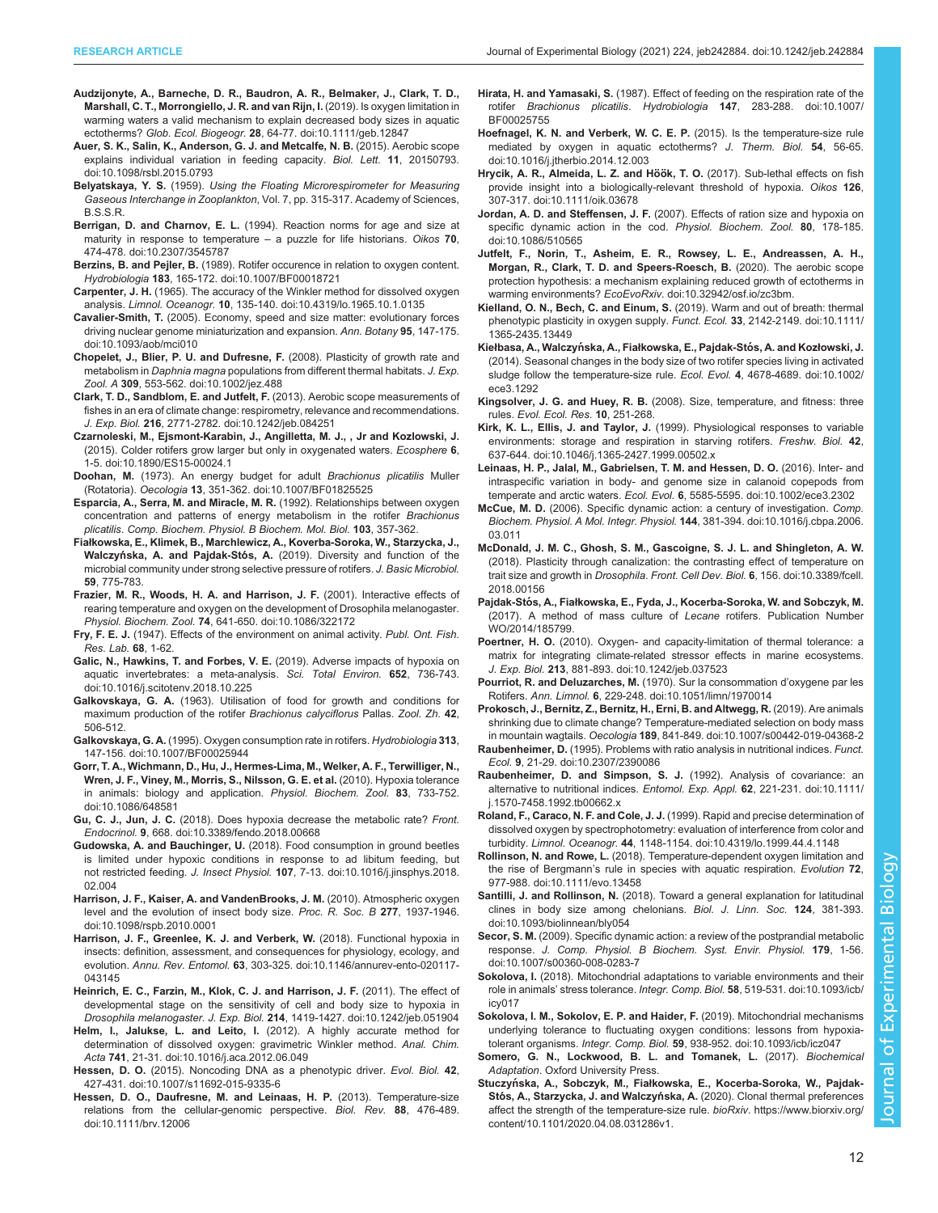**Audzijonyte, A., Barneche, D. R., Baudron, A. R., Belmaker, J., Clark, T. D., Marshall, C. T., Morrongiello, J. R. and van Rijn, I.** (2019). Is oxygen limitation in warming waters a valid mechanism to explain decreased body sizes in aquatic ectotherms? *Glob. Ecol. Biogeogr.* **28**, 64-77. doi:10.1111/geb.12847

**Auer, S. K., Salin, K., Anderson, G. J. and Metcalfe, N. B.** (2015). Aerobic scope explains individual variation in feeding capacity. *Biol. Lett.* **11**, 20150793. doi:10.1098/rsbl.2015.0793

**Belyatskaya, Y. S.** (1959). *Using the Floating Microrespirometer for Measuring Gaseous Interchange in Zooplankton*, Vol. 7, pp. 315-317. Academy of Sciences, B.S.S.R.

**Berrigan, D. and Charnov, E. L.** (1994). Reaction norms for age and size at maturity in response to temperature – a puzzle for life historians. *Oikos* **70**, 474-478. doi:10.2307/3545787

**Berzins, B. and Pejler, B.** (1989). Rotifer occurence in relation to oxygen content. *Hydrobiologia* **183**, 165-172. doi:10.1007/BF00018721

**Carpenter, J. H.** (1965). The accuracy of the Winkler method for dissolved oxygen analysis. *Limnol. Oceanogr.* **10**, 135-140. doi:10.4319/lo.1965.10.1.0135

**Cavalier-Smith, T.** (2005). Economy, speed and size matter: evolutionary forces driving nuclear genome miniaturization and expansion. *Ann. Botany* **95**, 147-175. doi:10.1093/aob/mci010

**Chopelet, J., Blier, P. U. and Dufresne, F.** (2008). Plasticity of growth rate and metabolism in *Daphnia magna* populations from different thermal habitats. *J. Exp. Zool. A* **309**, 553-562. doi:10.1002/jez.488

**Clark, T. D., Sandblom, E. and Jutfelt, F.** (2013). Aerobic scope measurements of fishes in an era of climate change: respirometry, relevance and recommendations. *J. Exp. Biol.* **216**, 2771-2782. doi:10.1242/jeb.084251

**Czarnoleski, M., Ejsmont-Karabin, J., Angilletta, M. J., , Jr and Kozlowski, J.** (2015). Colder rotifers grow larger but only in oxygenated waters. *Ecosphere* **6**, 1-5. doi:10.1890/ES15-00024.1

**Doohan, M.** (1973). An energy budget for adult *Brachionus plicatilis* Muller (Rotatoria). *Oecologia* **13**, 351-362. doi:10.1007/BF01825525

**Esparcia, A., Serra, M. and Miracle, M. R.** (1992). Relationships between oxygen concentration and patterns of energy metabolism in the rotifer *Brachionus plicatilis*. *Comp. Biochem. Physiol. B Biochem. Mol. Biol.* **103**, 357-362.

**Fiałkowska, E., Klimek, B., Marchlewicz, A., Koverba-Soroka, W., Starzycka, J., Walczyńska, A. and Pajdak-Stós, A.** (2019). Diversity and function of the microbial community under strong selective pressure of rotifers. *J. Basic Microbiol.* **59**, 775-783.

**Frazier, M. R., Woods, H. A. and Harrison, J. F.** (2001). Interactive effects of rearing temperature and oxygen on the development of Drosophila melanogaster. *Physiol. Biochem. Zool.* **74**, 641-650. doi:10.1086/322172

**Fry, F. E. J.** (1947). Effects of the environment on animal activity. *Publ. Ont. Fish. Res. Lab.* **68**, 1-62.

**Galic, N., Hawkins, T. and Forbes, V. E.** (2019). Adverse impacts of hypoxia on aquatic invertebrates: a meta-analysis. *Sci. Total Environ.* **652**, 736-743. doi:10.1016/j.scitotenv.2018.10.225

**Galkovskaya, G. A.** (1963). Utilisation of food for growth and conditions for maximum production of the rotifer *Brachionus calyciflorus* Pallas. *Zool. Zh.* **42**, 506-512.

**Galkovskaya, G. A.** (1995). Oxygen consumption rate in rotifers. *Hydrobiologia* **313**, 147-156. doi:10.1007/BF00025944

**Gorr, T. A., Wichmann, D., Hu, J., Hermes-Lima, M., Welker, A. F., Terwilliger, N., Wren, J. F., Viney, M., Morris, S., Nilsson, G. E. et al.** (2010). Hypoxia tolerance in animals: biology and application. *Physiol. Biochem. Zool.* **83**, 733-752. doi:10.1086/648581

**Gu, C. J., Jun, J. C.** (2018). Does hypoxia decrease the metabolic rate? *Front. Endocrinol.* **9**, 668. doi:10.3389/fendo.2018.00668

**Gudowska, A. and Bauchinger, U.** (2018). Food consumption in ground beetles is limited under hypoxic conditions in response to ad libitum feeding, but not restricted feeding. *J. Insect Physiol.* **107**, 7-13. doi:10.1016/j.jinsphys.2018.02.004

**Harrison, J. F., Kaiser, A. and VandenBrooks, J. M.** (2010). Atmospheric oxygen level and the evolution of insect body size. *Proc. R. Soc. B* **277**, 1937-1946. doi:10.1098/rspb.2010.0001

**Harrison, J. F., Greenlee, K. J. and Verberk, W.** (2018). Functional hypoxia in insects: definition, assessment, and consequences for physiology, ecology, and evolution. *Annu. Rev. Entomol.* **63**, 303-325. doi:10.1146/annurev-ento-020117-043145

**Heinrich, E. C., Farzin, M., Klok, C. J. and Harrison, J. F.** (2011). The effect of developmental stage on the sensitivity of cell and body size to hypoxia in *Drosophila melanogaster*. *J. Exp. Biol.* **214**, 1419-1427. doi:10.1242/jeb.051904

**Helm, I., Jalukse, L. and Leito, I.** (2012). A highly accurate method for determination of dissolved oxygen: gravimetric Winkler method. *Anal. Chim. Acta* **741**, 21-31. doi:10.1016/j.aca.2012.06.049

**Hessen, D. O.** (2015). Noncoding DNA as a phenotypic driver. *Evol. Biol.* **42**, 427-431. doi:10.1007/s11692-015-9335-6

**Hessen, D. O., Daufresne, M. and Leinaas, H. P.** (2013). Temperature-size relations from the cellular-genomic perspective. *Biol. Rev.* **88**, 476-489. doi:10.1111/brv.12006

**Hirata, H. and Yamasaki, S.** (1987). Effect of feeding on the respiration rate of the rotifer *Brachionus plicatilis*. *Hydrobiologia* **147**, 283-288. doi:10.1007/BF00025755

**Hoefnagel, K. N. and Verberk, W. C. E. P.** (2015). Is the temperature-size rule mediated by oxygen in aquatic ectotherms? *J. Therm. Biol.* **54**, 56-65. doi:10.1016/j.jtherbio.2014.12.003

**Hrycik, A. R., Almeida, L. Z. and Höök, T. O.** (2017). Sub-lethal effects on fish provide insight into a biologically-relevant threshold of hypoxia. *Oikos* **126**, 307-317. doi:10.1111/oik.03678

**Jordan, A. D. and Steffensen, J. F.** (2007). Effects of ration size and hypoxia on specific dynamic action in the cod. *Physiol. Biochem. Zool.* **80**, 178-185. doi:10.1086/510565

**Jutfelt, F., Norin, T., Asheim, E. R., Rowsey, L. E., Andreassen, A. H., Morgan, R., Clark, T. D. and Speers-Roesch, B.** (2020). The aerobic scope protection hypothesis: a mechanism explaining reduced growth of ectotherms in warming environments? *EcoEvoRxiv*. doi:10.32942/osf.io/zc3bm.

**Kielland, O. N., Bech, C. and Einum, S.** (2019). Warm and out of breath: thermal phenotypic plasticity in oxygen supply. *Funct. Ecol.* **33**, 2142-2149. doi:10.1111/1365-2435.13449

**Kiełbasa, A., Walczyńska, A., Fiałkowska, E., Pajdak-Stós, A. and Kozłowski, J.** (2014). Seasonal changes in the body size of two rotifer species living in activated sludge follow the temperature-size rule. *Ecol. Evol.* **4**, 4678-4689. doi:10.1002/ece3.1292

**Kingsolver, J. G. and Huey, R. B.** (2008). Size, temperature, and fitness: three rules. *Evol. Ecol. Res.* **10**, 251-268.

**Kirk, K. L., Ellis, J. and Taylor, J.** (1999). Physiological responses to variable environments: storage and respiration in starving rotifers. *Freshw. Biol.* **42**, 637-644. doi:10.1046/j.1365-2427.1999.00502.x

**Leinaas, H. P., Jalal, M., Gabrielsen, T. M. and Hessen, D. O.** (2016). Inter- and intraspecific variation in body- and genome size in calanoid copepods from temperate and arctic waters. *Ecol. Evol.* **6**, 5585-5595. doi:10.1002/ece3.2302

**McCue, M. D.** (2006). Specific dynamic action: a century of investigation. *Comp. Biochem. Physiol. A Mol. Integr. Physiol.* **144**, 381-394. doi:10.1016/j.cbpa.2006.03.011

**McDonald, J. M. C., Ghosh, S. M., Gascoigne, S. J. L. and Shingleton, A. W.** (2018). Plasticity through canalization: the contrasting effect of temperature on trait size and growth in *Drosophila*. *Front. Cell Dev. Biol.* **6**, 156. doi:10.3389/fcell.2018.00156

**Pajdak-Stós, A., Fiałkowska, E., Fyda, J., Kocerba-Soroka, W. and Sobczyk, M.** (2017). A method of mass culture of *Lecane* rotifers. Publication Number WO/2014/185799.

**Poertner, H. O.** (2010). Oxygen- and capacity-limitation of thermal tolerance: a matrix for integrating climate-related stressor effects in marine ecosystems. *J. Exp. Biol.* **213**, 881-893. doi:10.1242/jeb.037523

**Pourriot, R. and Deluzarches, M.** (1970). Sur la consommation d'oxygene par les Rotifers. *Ann. Limnol.* **6**, 229-248. doi:10.1051/limn/1970014

**Prokosch, J., Bernitz, Z., Bernitz, H., Erni, B. and Altwegg, R.** (2019). Are animals shrinking due to climate change? Temperature-mediated selection on body mass in mountain wagtails. *Oecologia* **189**, 841-849. doi:10.1007/s00442-019-04368-2

**Raubenheimer, D.** (1995). Problems with ratio analysis in nutritional indices. *Funct. Ecol.* **9**, 21-29. doi:10.2307/2390086

**Raubenheimer, D. and Simpson, S. J.** (1992). Analysis of covariance: an alternative to nutritional indices. *Entomol. Exp. Appl.* **62**, 221-231. doi:10.1111/j.1570-7458.1992.tb00662.x

**Roland, F., Caraco, N. F. and Cole, J. J.** (1999). Rapid and precise determination of dissolved oxygen by spectrophotometry: evaluation of interference from color and turbidity. *Limnol. Oceanogr.* **44**, 1148-1154. doi:10.4319/lo.1999.44.4.1148

**Rollinson, N. and Rowe, L.** (2018). Temperature-dependent oxygen limitation and the rise of Bergmann's rule in species with aquatic respiration. *Evolution* **72**, 977-988. doi:10.1111/evo.13458

**Santilli, J. and Rollinson, N.** (2018). Toward a general explanation for latitudinal clines in body size among chelonians. *Biol. J. Linn. Soc.* **124**, 381-393. doi:10.1093/biolinnean/bly054

**Secor, S. M.** (2009). Specific dynamic action: a review of the postprandial metabolic response. *J. Comp. Physiol. B Biochem. Syst. Envir. Physiol.* **179**, 1-56. doi:10.1007/s00360-008-0283-7

**Sokolova, I.** (2018). Mitochondrial adaptations to variable environments and their role in animals' stress tolerance. *Integr. Comp. Biol.* **58**, 519-531. doi:10.1093/icb/icy017

**Sokolova, I. M., Sokolov, E. P. and Haider, F.** (2019). Mitochondrial mechanisms underlying tolerance to fluctuating oxygen conditions: lessons from hypoxia-tolerant organisms. *Integr. Comp. Biol.* **59**, 938-952. doi:10.1093/icb/icz047

**Somero, G. N., Lockwood, B. L. and Tomanek, L.** (2017). *Biochemical Adaptation*. Oxford University Press.

**Stuczyńska, A., Sobczyk, M., Fiałkowska, E., Kocerba-Soroka, W., Pajdak-Stós, A., Starzycka, J. and Walczyńska, A.** (2020). Clonal thermal preferences affect the strength of the temperature-size rule. *bioRxiv*. https://www.biorxiv.org/content/10.1101/2020.04.08.031286v1.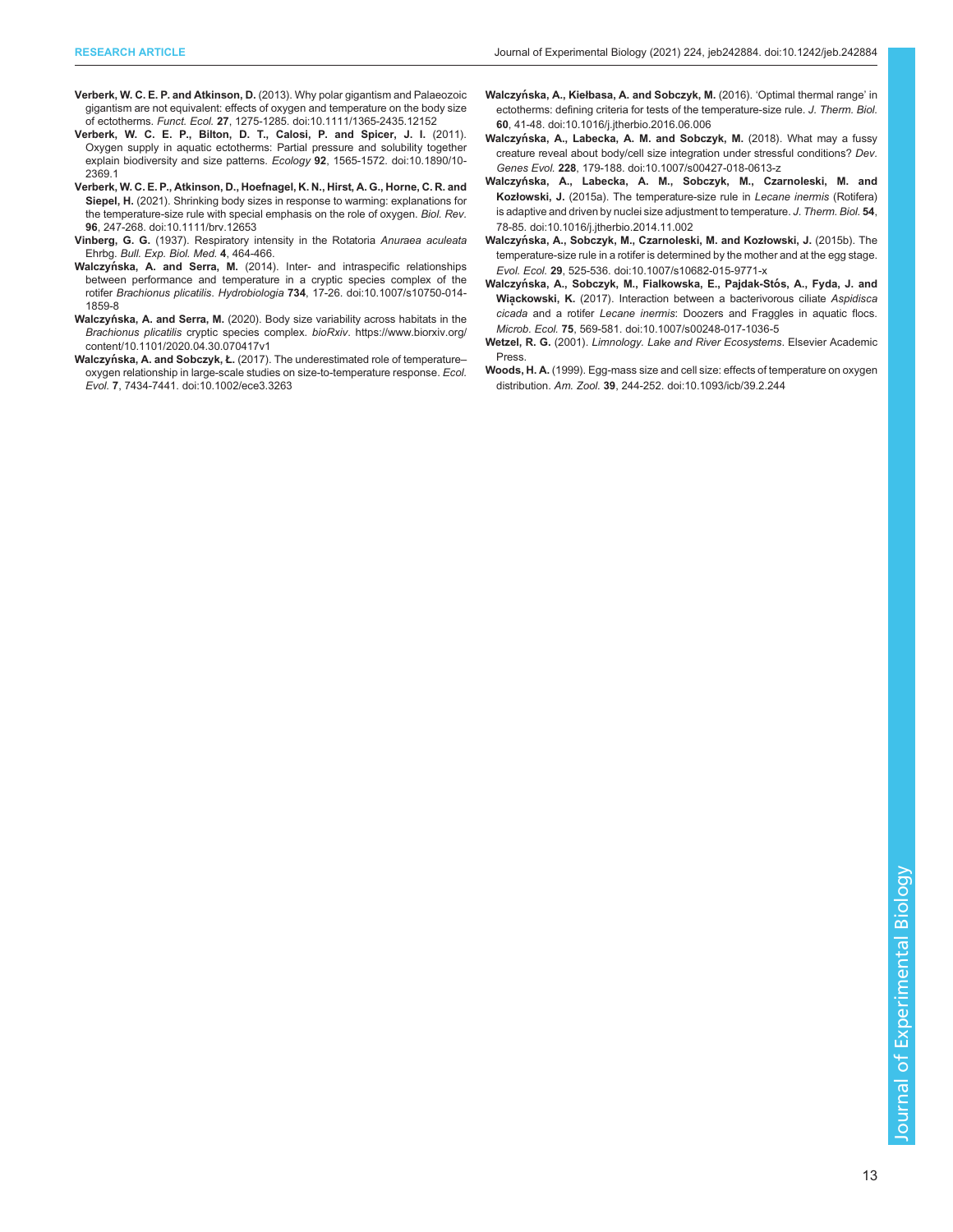**Verberk, W. C. E. P. and Atkinson, D.** (2013). Why polar gigantism and Palaeozoic gigantism are not equivalent: effects of oxygen and temperature on the body size of ectotherms. *Funct. Ecol.* **27**, 1275-1285. doi:10.1111/1365-2435.12152

**Verberk, W. C. E. P., Bilton, D. T., Calosi, P. and Spicer, J. I.** (2011). Oxygen supply in aquatic ectotherms: Partial pressure and solubility together explain biodiversity and size patterns. *Ecology* **92**, 1565-1572. doi:10.1890/10-2369.1

**Verberk, W. C. E. P., Atkinson, D., Hoefnagel, K. N., Hirst, A. G., Horne, C. R. and Siepel, H.** (2021). Shrinking body sizes in response to warming: explanations for the temperature-size rule with special emphasis on the role of oxygen. *Biol. Rev.* **96**, 247-268. doi:10.1111/brv.12653

**Vinberg, G. G.** (1937). Respiratory intensity in the Rotatoria *Anuraea aculeata* Ehrbg. *Bull. Exp. Biol. Med.* **4**, 464-466.

**Walczyńska, A. and Serra, M.** (2014). Inter- and intraspecific relationships between performance and temperature in a cryptic species complex of the rotifer *Brachionus plicatilis*. *Hydrobiologia* **734**, 17-26. doi:10.1007/s10750-014-1859-8

**Walczyńska, A. and Serra, M.** (2020). Body size variability across habitats in the *Brachionus plicatilis* cryptic species complex. *bioRxiv*. https://www.biorxiv.org/content/10.1101/2020.04.30.070417v1

**Walczyńska, A. and Sobczyk, Ł.** (2017). The underestimated role of temperature–oxygen relationship in large-scale studies on size-to-temperature response. *Ecol. Evol.* **7**, 7434-7441. doi:10.1002/ece3.3263

**Walczyńska, A., Kiełbasa, A. and Sobczyk, M.** (2016). 'Optimal thermal range' in ectotherms: defining criteria for tests of the temperature-size rule. *J. Therm. Biol.* **60**, 41-48. doi:10.1016/j.jtherbio.2016.06.006

**Walczyńska, A., Labecka, A. M. and Sobczyk, M.** (2018). What may a fussy creature reveal about body/cell size integration under stressful conditions? *Dev. Genes Evol.* **228**, 179-188. doi:10.1007/s00427-018-0613-z

**Walczyńska, A., Labecka, A. M., Sobczyk, M., Czarnoleski, M. and Kozłowski, J.** (2015a). The temperature-size rule in *Lecane inermis* (Rotifera) is adaptive and driven by nuclei size adjustment to temperature. *J. Therm. Biol.* **54**, 78-85. doi:10.1016/j.jtherbio.2014.11.002

**Walczyńska, A., Sobczyk, M., Czarnoleski, M. and Kozłowski, J.** (2015b). The temperature-size rule in a rotifer is determined by the mother and at the egg stage. *Evol. Ecol.* **29**, 525-536. doi:10.1007/s10682-015-9771-x

**Walczyńska, A., Sobczyk, M., Fialkowska, E., Pajdak-Stós, A., Fyda, J. and Wiąckowski, K.** (2017). Interaction between a bacterivorous ciliate *Aspidisca cicada* and a rotifer *Lecane inermis*: Doozers and Fraggles in aquatic flocs. *Microb. Ecol.* **75**, 569-581. doi:10.1007/s00248-017-1036-5

**Wetzel, R. G.** (2001). *Limnology. Lake and River Ecosystems*. Elsevier Academic Press.

**Woods, H. A.** (1999). Egg-mass size and cell size: effects of temperature on oxygen distribution. *Am. Zool.* **39**, 244-252. doi:10.1093/icb/39.2.244